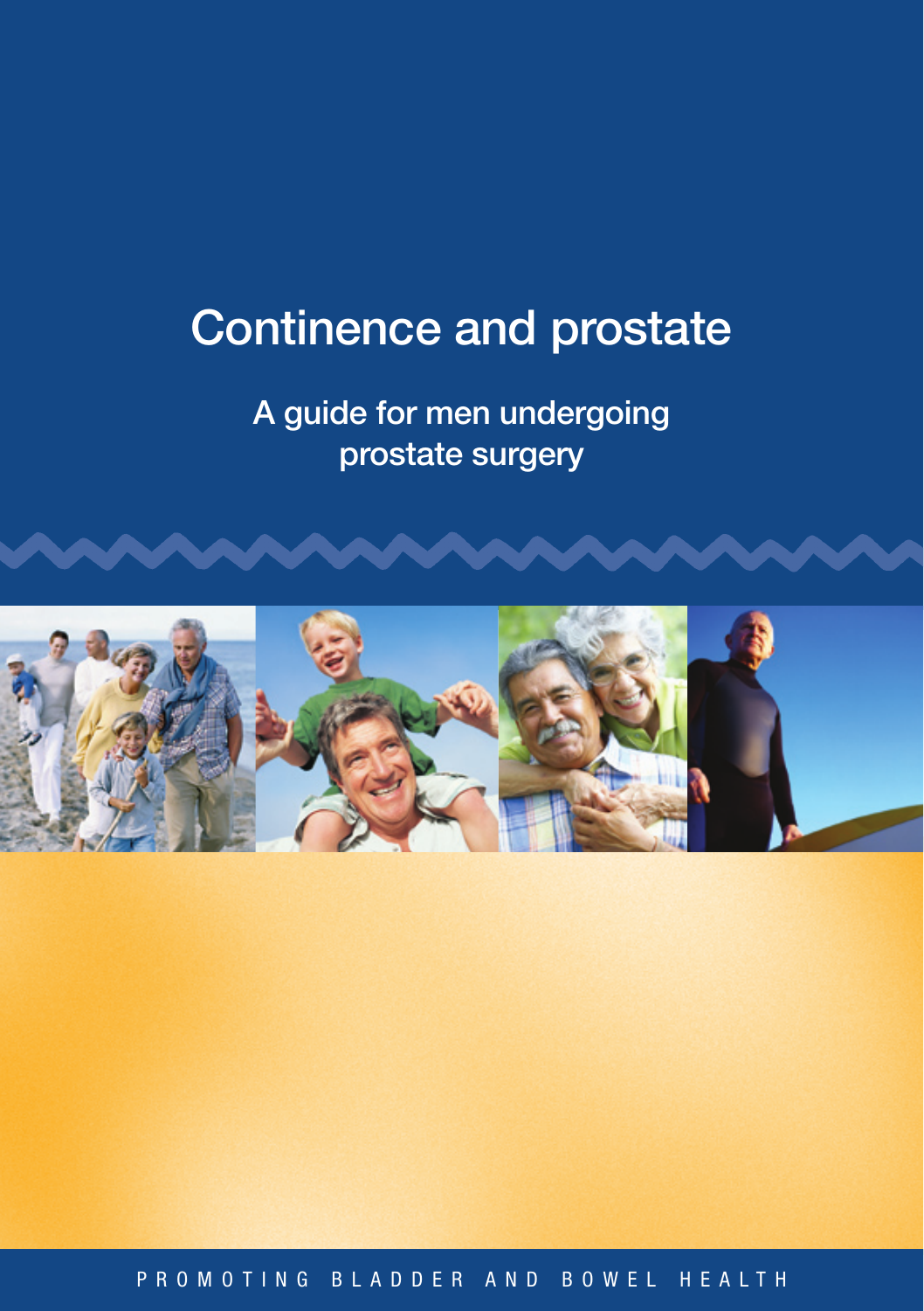# Continence and prostate

## A guide for men undergoing prostate surgery

PROMOTING BLADDER AND BOWEL HEALTH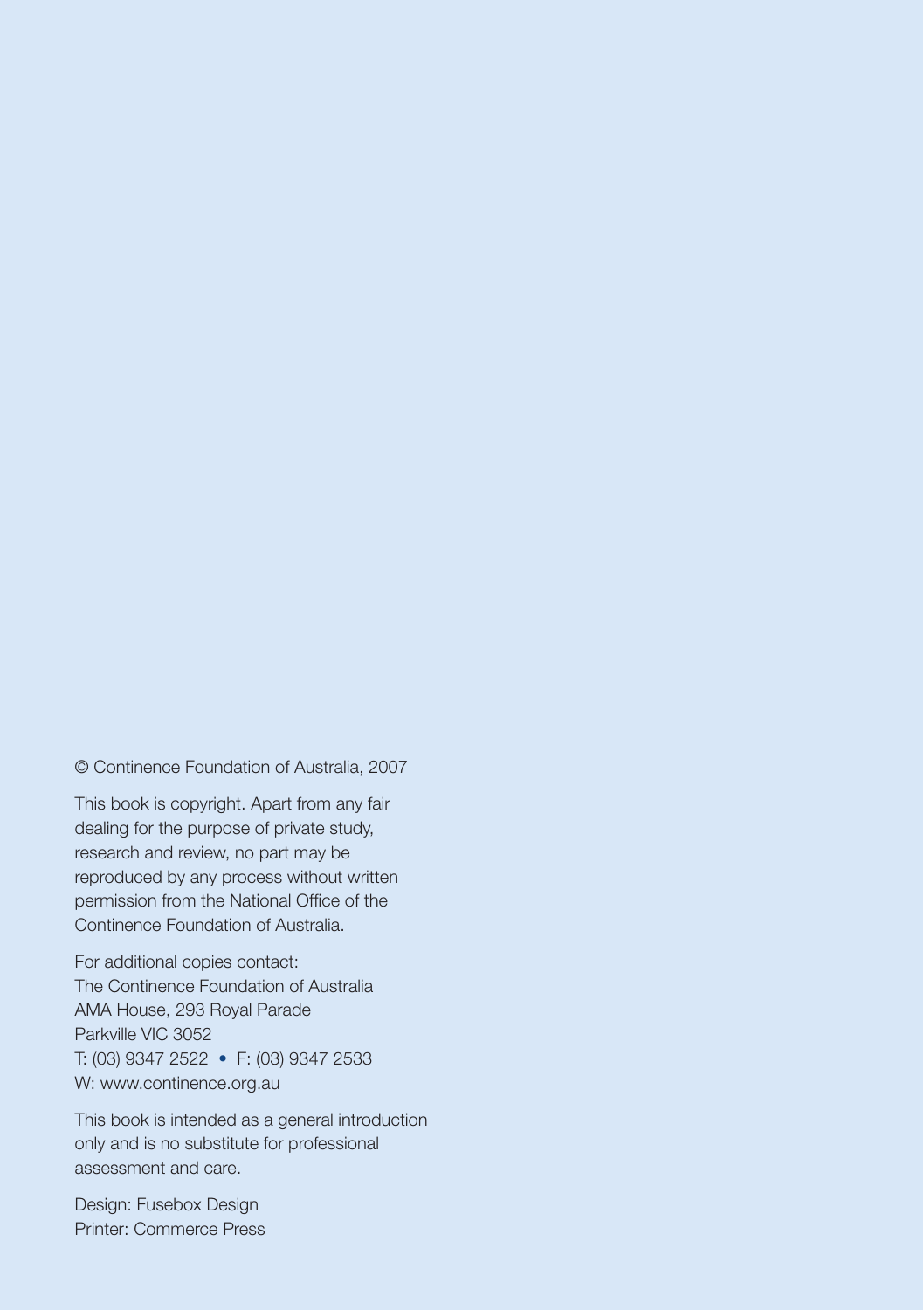© Continence Foundation of Australia, 2007

This book is copyright. Apart from any fair dealing for the purpose of private study, research and review, no part may be reproduced by any process without written permission from the National Office of the Continence Foundation of Australia.

For additional copies contact:
The Continence Foundation of Australia
AMA House, 293 Royal Parade
Parkville VIC 3052
T: (03) 9347 2522 • F: (03) 9347 2533
W: www.continence.org.au

This book is intended as a general introduction only and is no substitute for professional assessment and care.

Design: Fusebox Design
Printer: Commerce Press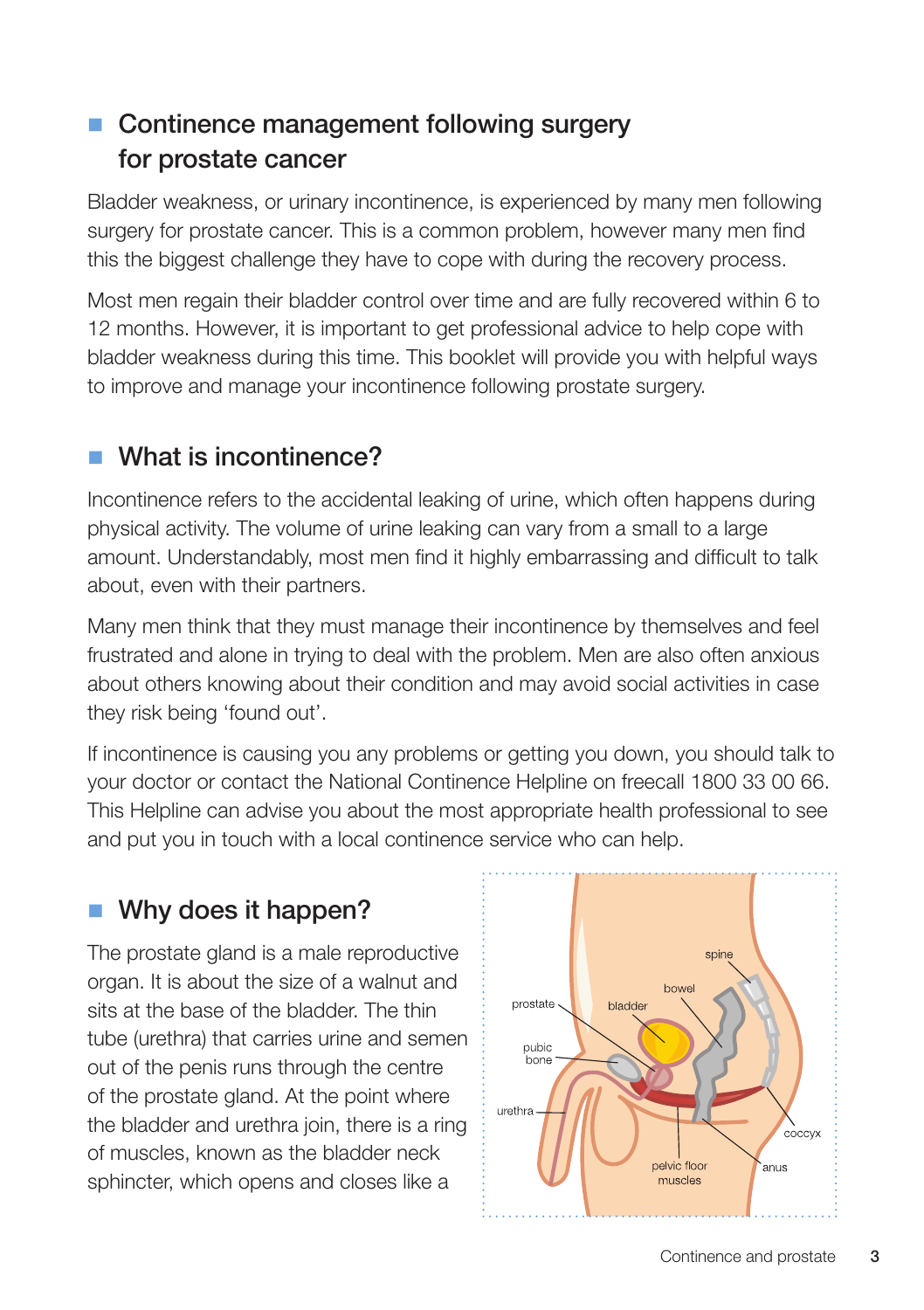## Continence management following surgery for prostate cancer

Bladder weakness, or urinary incontinence, is experienced by many men following surgery for prostate cancer. This is a common problem, however many men find this the biggest challenge they have to cope with during the recovery process.

Most men regain their bladder control over time and are fully recovered within 6 to 12 months. However, it is important to get professional advice to help cope with bladder weakness during this time. This booklet will provide you with helpful ways to improve and manage your incontinence following prostate surgery.

## What is incontinence?

Incontinence refers to the accidental leaking of urine, which often happens during physical activity. The volume of urine leaking can vary from a small to a large amount. Understandably, most men find it highly embarrassing and difficult to talk about, even with their partners.

Many men think that they must manage their incontinence by themselves and feel frustrated and alone in trying to deal with the problem. Men are also often anxious about others knowing about their condition and may avoid social activities in case they risk being 'found out'.

If incontinence is causing you any problems or getting you down, you should talk to your doctor or contact the National Continence Helpline on freecall 1800 33 00 66. This Helpline can advise you about the most appropriate health professional to see and put you in touch with a local continence service who can help.

## Why does it happen?

The prostate gland is a male reproductive organ. It is about the size of a walnut and sits at the base of the bladder. The thin tube (urethra) that carries urine and semen out of the penis runs through the centre of the prostate gland. At the point where the bladder and urethra join, there is a ring of muscles, known as the bladder neck sphincter, which opens and closes like a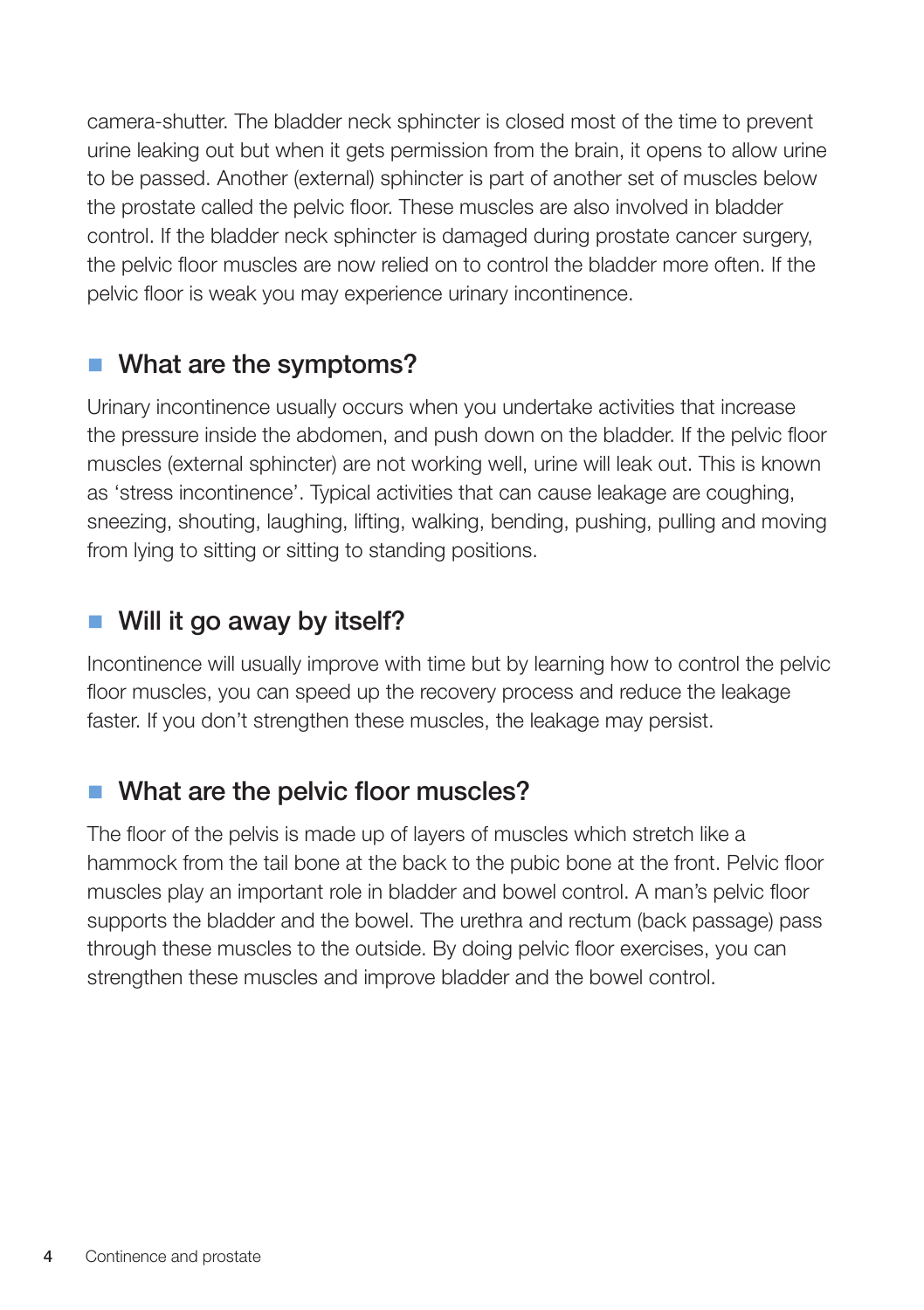camera-shutter. The bladder neck sphincter is closed most of the time to prevent urine leaking out but when it gets permission from the brain, it opens to allow urine to be passed. Another (external) sphincter is part of another set of muscles below the prostate called the pelvic floor. These muscles are also involved in bladder control. If the bladder neck sphincter is damaged during prostate cancer surgery, the pelvic floor muscles are now relied on to control the bladder more often. If the pelvic floor is weak you may experience urinary incontinence.

## What are the symptoms?

Urinary incontinence usually occurs when you undertake activities that increase the pressure inside the abdomen, and push down on the bladder. If the pelvic floor muscles (external sphincter) are not working well, urine will leak out. This is known as 'stress incontinence'. Typical activities that can cause leakage are coughing, sneezing, shouting, laughing, lifting, walking, bending, pushing, pulling and moving from lying to sitting or sitting to standing positions.

## Will it go away by itself?

Incontinence will usually improve with time but by learning how to control the pelvic floor muscles, you can speed up the recovery process and reduce the leakage faster. If you don't strengthen these muscles, the leakage may persist.

## What are the pelvic floor muscles?

The floor of the pelvis is made up of layers of muscles which stretch like a hammock from the tail bone at the back to the pubic bone at the front. Pelvic floor muscles play an important role in bladder and bowel control. A man's pelvic floor supports the bladder and the bowel. The urethra and rectum (back passage) pass through these muscles to the outside. By doing pelvic floor exercises, you can strengthen these muscles and improve bladder and the bowel control.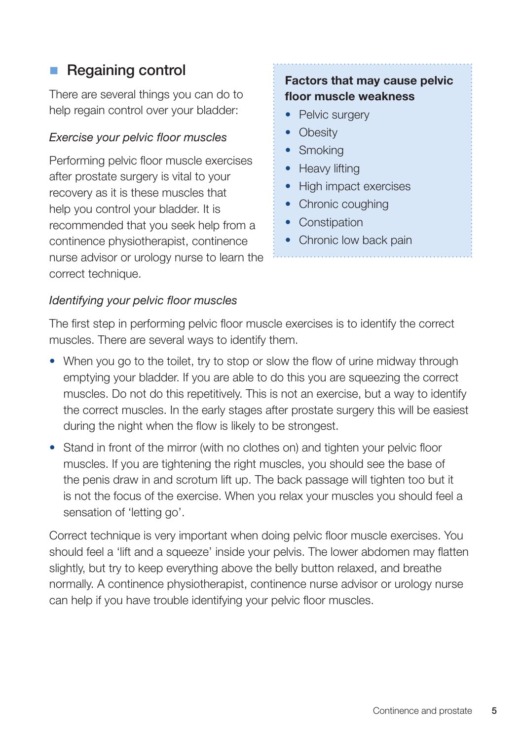## Regaining control

There are several things you can do to help regain control over your bladder:

*Exercise your pelvic floor muscles*

Performing pelvic floor muscle exercises after prostate surgery is vital to your recovery as it is these muscles that help you control your bladder. It is recommended that you seek help from a continence physiotherapist, continence nurse advisor or urology nurse to learn the correct technique.

**Factors that may cause pelvic floor muscle weakness**

- Pelvic surgery
- Obesity
- Smoking
- Heavy lifting
- High impact exercises
- Chronic coughing
- Constipation
- Chronic low back pain

*Identifying your pelvic floor muscles*

The first step in performing pelvic floor muscle exercises is to identify the correct muscles. There are several ways to identify them.

- When you go to the toilet, try to stop or slow the flow of urine midway through emptying your bladder. If you are able to do this you are squeezing the correct muscles. Do not do this repetitively. This is not an exercise, but a way to identify the correct muscles. In the early stages after prostate surgery this will be easiest during the night when the flow is likely to be strongest.
- Stand in front of the mirror (with no clothes on) and tighten your pelvic floor muscles. If you are tightening the right muscles, you should see the base of the penis draw in and scrotum lift up. The back passage will tighten too but it is not the focus of the exercise. When you relax your muscles you should feel a sensation of 'letting go'.

Correct technique is very important when doing pelvic floor muscle exercises. You should feel a 'lift and a squeeze' inside your pelvis. The lower abdomen may flatten slightly, but try to keep everything above the belly button relaxed, and breathe normally. A continence physiotherapist, continence nurse advisor or urology nurse can help if you have trouble identifying your pelvic floor muscles.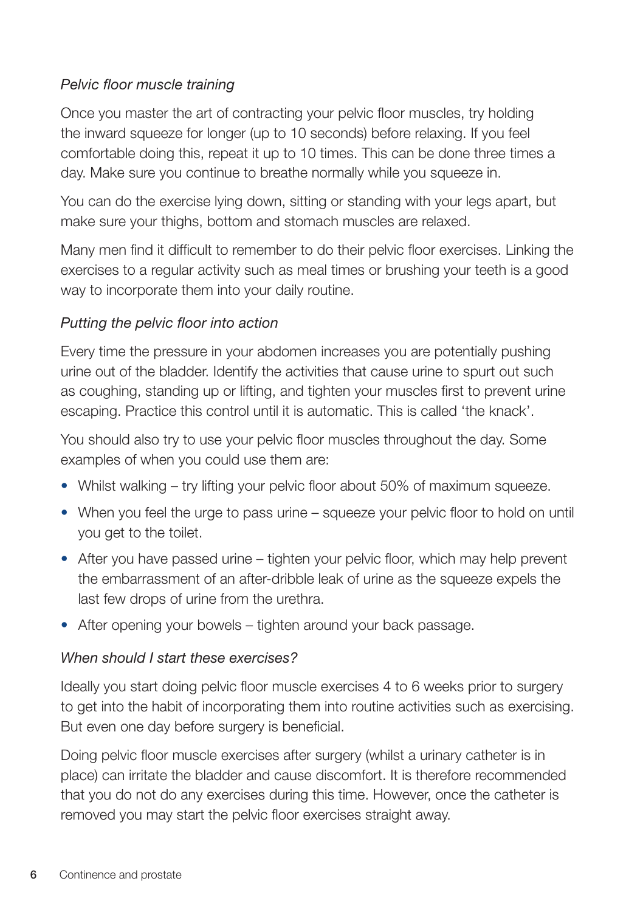### *Pelvic floor muscle training*

Once you master the art of contracting your pelvic floor muscles, try holding the inward squeeze for longer (up to 10 seconds) before relaxing. If you feel comfortable doing this, repeat it up to 10 times. This can be done three times a day. Make sure you continue to breathe normally while you squeeze in.

You can do the exercise lying down, sitting or standing with your legs apart, but make sure your thighs, bottom and stomach muscles are relaxed.

Many men find it difficult to remember to do their pelvic floor exercises. Linking the exercises to a regular activity such as meal times or brushing your teeth is a good way to incorporate them into your daily routine.

### *Putting the pelvic floor into action*

Every time the pressure in your abdomen increases you are potentially pushing urine out of the bladder. Identify the activities that cause urine to spurt out such as coughing, standing up or lifting, and tighten your muscles first to prevent urine escaping. Practice this control until it is automatic. This is called 'the knack'.

You should also try to use your pelvic floor muscles throughout the day. Some examples of when you could use them are:

- Whilst walking – try lifting your pelvic floor about 50% of maximum squeeze.
- When you feel the urge to pass urine – squeeze your pelvic floor to hold on until you get to the toilet.
- After you have passed urine – tighten your pelvic floor, which may help prevent the embarrassment of an after-dribble leak of urine as the squeeze expels the last few drops of urine from the urethra.
- After opening your bowels – tighten around your back passage.

### *When should I start these exercises?*

Ideally you start doing pelvic floor muscle exercises 4 to 6 weeks prior to surgery to get into the habit of incorporating them into routine activities such as exercising. But even one day before surgery is beneficial.

Doing pelvic floor muscle exercises after surgery (whilst a urinary catheter is in place) can irritate the bladder and cause discomfort. It is therefore recommended that you do not do any exercises during this time. However, once the catheter is removed you may start the pelvic floor exercises straight away.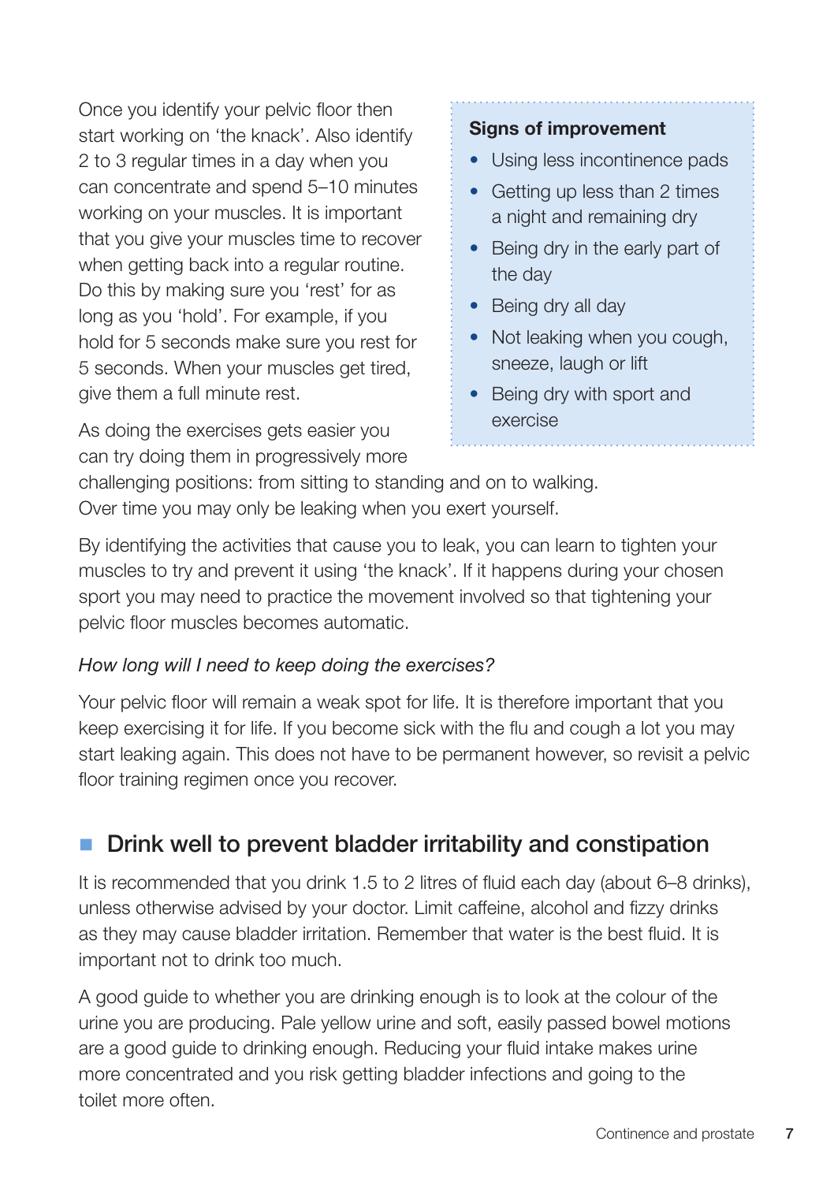Once you identify your pelvic floor then start working on 'the knack'. Also identify 2 to 3 regular times in a day when you can concentrate and spend 5–10 minutes working on your muscles. It is important that you give your muscles time to recover when getting back into a regular routine. Do this by making sure you 'rest' for as long as you 'hold'. For example, if you hold for 5 seconds make sure you rest for 5 seconds. When your muscles get tired, give them a full minute rest.

As doing the exercises gets easier you can try doing them in progressively more challenging positions: from sitting to standing and on to walking. Over time you may only be leaking when you exert yourself.

**Signs of improvement**

- Using less incontinence pads
- Getting up less than 2 times a night and remaining dry
- Being dry in the early part of the day
- Being dry all day
- Not leaking when you cough, sneeze, laugh or lift
- Being dry with sport and exercise

By identifying the activities that cause you to leak, you can learn to tighten your muscles to try and prevent it using 'the knack'. If it happens during your chosen sport you may need to practice the movement involved so that tightening your pelvic floor muscles becomes automatic.

*How long will I need to keep doing the exercises?*

Your pelvic floor will remain a weak spot for life. It is therefore important that you keep exercising it for life. If you become sick with the flu and cough a lot you may start leaking again. This does not have to be permanent however, so revisit a pelvic floor training regimen once you recover.

## Drink well to prevent bladder irritability and constipation

It is recommended that you drink 1.5 to 2 litres of fluid each day (about 6–8 drinks), unless otherwise advised by your doctor. Limit caffeine, alcohol and fizzy drinks as they may cause bladder irritation. Remember that water is the best fluid. It is important not to drink too much.

A good guide to whether you are drinking enough is to look at the colour of the urine you are producing. Pale yellow urine and soft, easily passed bowel motions are a good guide to drinking enough. Reducing your fluid intake makes urine more concentrated and you risk getting bladder infections and going to the toilet more often.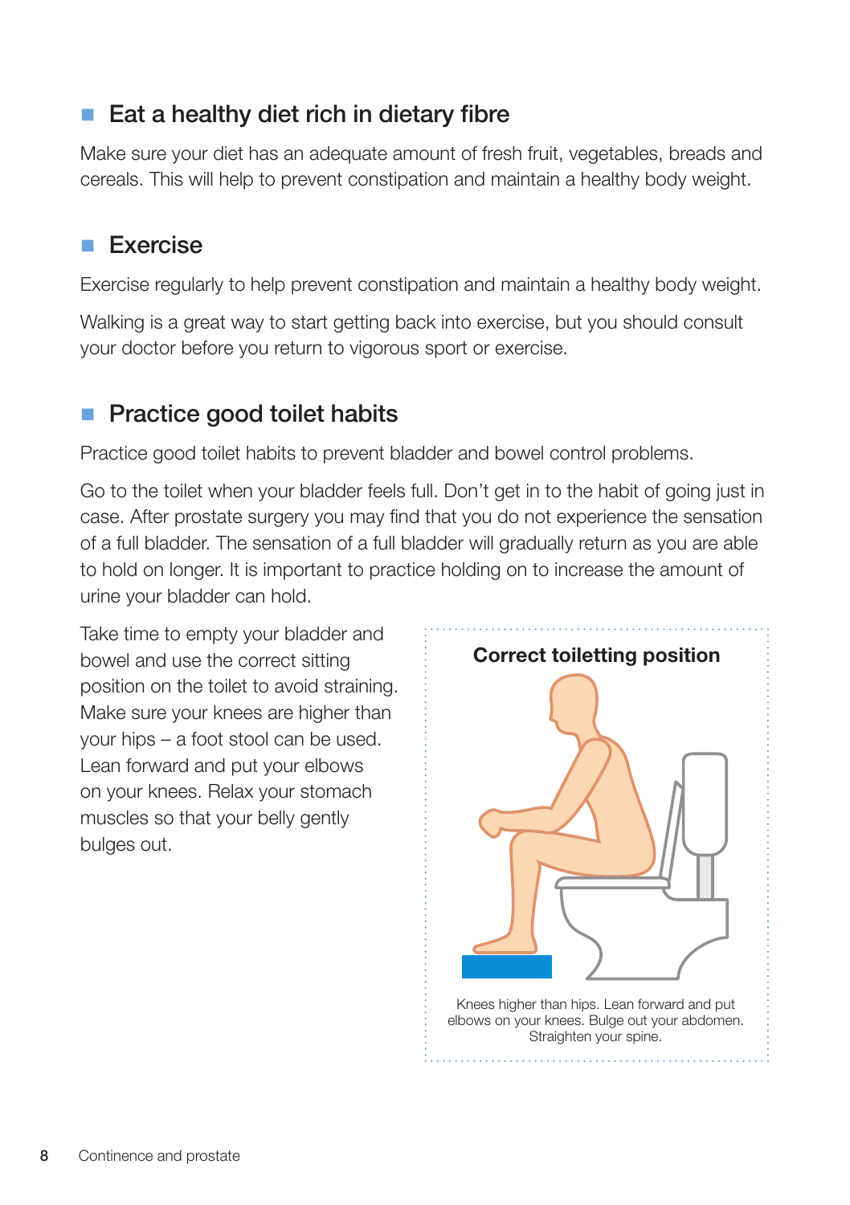## Eat a healthy diet rich in dietary fibre

Make sure your diet has an adequate amount of fresh fruit, vegetables, breads and cereals. This will help to prevent constipation and maintain a healthy body weight.

## Exercise

Exercise regularly to help prevent constipation and maintain a healthy body weight.

Walking is a great way to start getting back into exercise, but you should consult your doctor before you return to vigorous sport or exercise.

## Practice good toilet habits

Practice good toilet habits to prevent bladder and bowel control problems.

Go to the toilet when your bladder feels full. Don't get in to the habit of going just in case. After prostate surgery you may find that you do not experience the sensation of a full bladder. The sensation of a full bladder will gradually return as you are able to hold on longer. It is important to practice holding on to increase the amount of urine your bladder can hold.

Take time to empty your bladder and bowel and use the correct sitting position on the toilet to avoid straining. Make sure your knees are higher than your hips – a foot stool can be used. Lean forward and put your elbows on your knees. Relax your stomach muscles so that your belly gently bulges out.

**Correct toiletting position**

Knees higher than hips. Lean forward and put elbows on your knees. Bulge out your abdomen. Straighten your spine.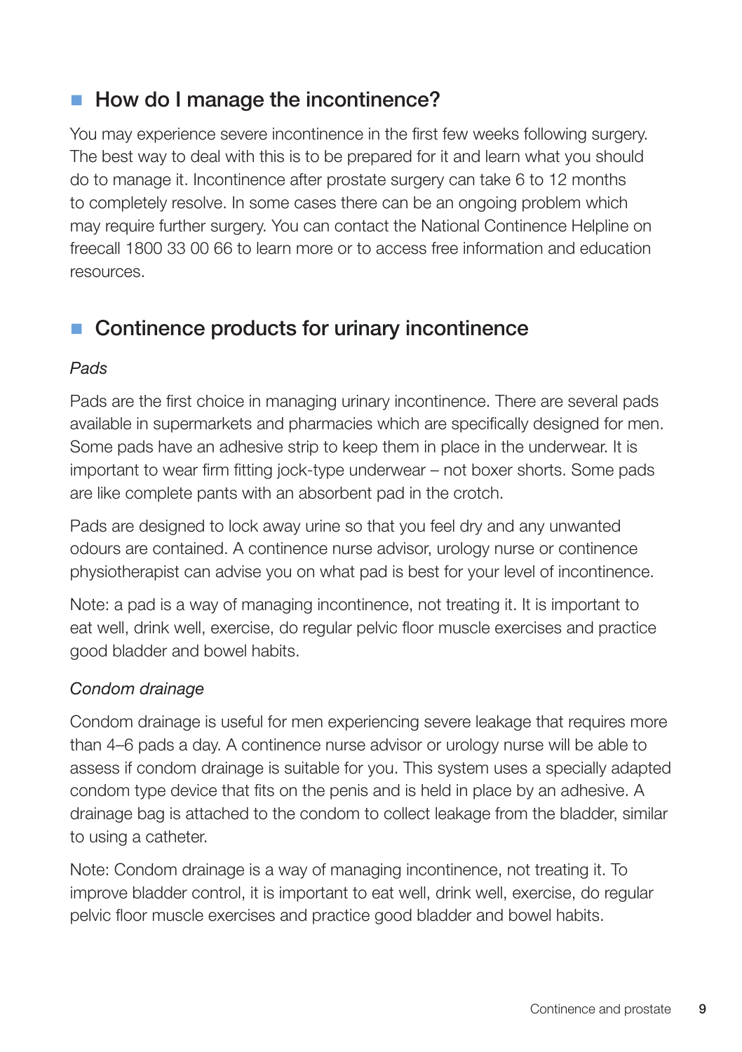## How do I manage the incontinence?

You may experience severe incontinence in the first few weeks following surgery. The best way to deal with this is to be prepared for it and learn what you should do to manage it. Incontinence after prostate surgery can take 6 to 12 months to completely resolve. In some cases there can be an ongoing problem which may require further surgery. You can contact the National Continence Helpline on freecall 1800 33 00 66 to learn more or to access free information and education resources.

## Continence products for urinary incontinence

*Pads*

Pads are the first choice in managing urinary incontinence. There are several pads available in supermarkets and pharmacies which are specifically designed for men. Some pads have an adhesive strip to keep them in place in the underwear. It is important to wear firm fitting jock-type underwear – not boxer shorts. Some pads are like complete pants with an absorbent pad in the crotch.

Pads are designed to lock away urine so that you feel dry and any unwanted odours are contained. A continence nurse advisor, urology nurse or continence physiotherapist can advise you on what pad is best for your level of incontinence.

Note: a pad is a way of managing incontinence, not treating it. It is important to eat well, drink well, exercise, do regular pelvic floor muscle exercises and practice good bladder and bowel habits.

*Condom drainage*

Condom drainage is useful for men experiencing severe leakage that requires more than 4–6 pads a day. A continence nurse advisor or urology nurse will be able to assess if condom drainage is suitable for you. This system uses a specially adapted condom type device that fits on the penis and is held in place by an adhesive. A drainage bag is attached to the condom to collect leakage from the bladder, similar to using a catheter.

Note: Condom drainage is a way of managing incontinence, not treating it. To improve bladder control, it is important to eat well, drink well, exercise, do regular pelvic floor muscle exercises and practice good bladder and bowel habits.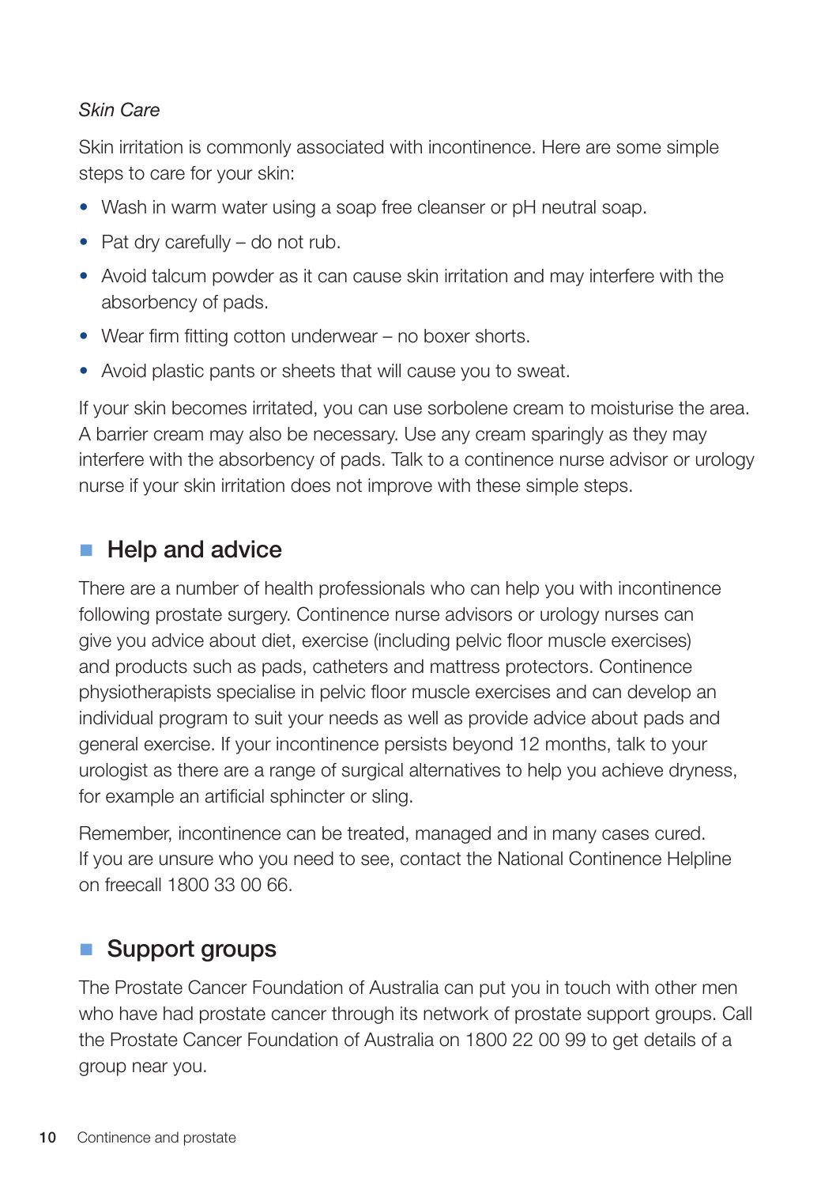*Skin Care*

Skin irritation is commonly associated with incontinence. Here are some simple steps to care for your skin:

- Wash in warm water using a soap free cleanser or pH neutral soap.
- Pat dry carefully – do not rub.
- Avoid talcum powder as it can cause skin irritation and may interfere with the absorbency of pads.
- Wear firm fitting cotton underwear – no boxer shorts.
- Avoid plastic pants or sheets that will cause you to sweat.

If your skin becomes irritated, you can use sorbolene cream to moisturise the area. A barrier cream may also be necessary. Use any cream sparingly as they may interfere with the absorbency of pads. Talk to a continence nurse advisor or urology nurse if your skin irritation does not improve with these simple steps.

## Help and advice

There are a number of health professionals who can help you with incontinence following prostate surgery. Continence nurse advisors or urology nurses can give you advice about diet, exercise (including pelvic floor muscle exercises) and products such as pads, catheters and mattress protectors. Continence physiotherapists specialise in pelvic floor muscle exercises and can develop an individual program to suit your needs as well as provide advice about pads and general exercise. If your incontinence persists beyond 12 months, talk to your urologist as there are a range of surgical alternatives to help you achieve dryness, for example an artificial sphincter or sling.

Remember, incontinence can be treated, managed and in many cases cured. If you are unsure who you need to see, contact the National Continence Helpline on freecall 1800 33 00 66.

## Support groups

The Prostate Cancer Foundation of Australia can put you in touch with other men who have had prostate cancer through its network of prostate support groups. Call the Prostate Cancer Foundation of Australia on 1800 22 00 99 to get details of a group near you.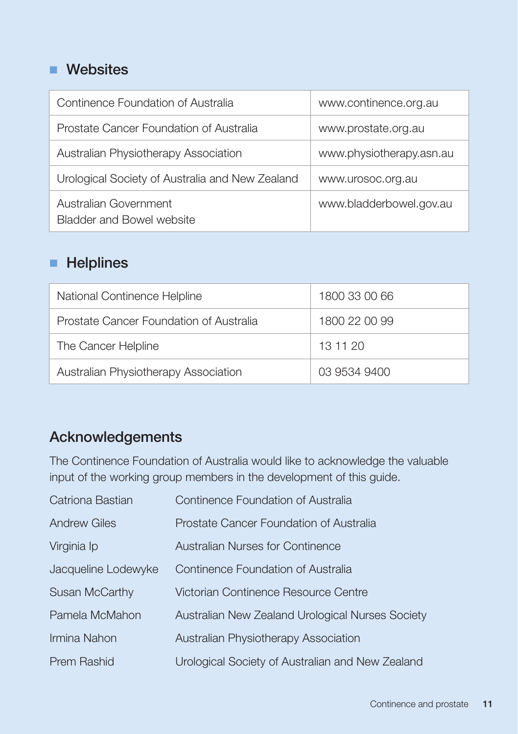## Websites

| | |
|---|---|
| Continence Foundation of Australia | www.continence.org.au |
| Prostate Cancer Foundation of Australia | www.prostate.org.au |
| Australian Physiotherapy Association | www.physiotherapy.asn.au |
| Urological Society of Australia and New Zealand | www.urosoc.org.au |
| Australian Government Bladder and Bowel website | www.bladderbowel.gov.au |

## Helplines

| | |
|---|---|
| National Continence Helpline | 1800 33 00 66 |
| Prostate Cancer Foundation of Australia | 1800 22 00 99 |
| The Cancer Helpline | 13 11 20 |
| Australian Physiotherapy Association | 03 9534 9400 |

# Acknowledgements

The Continence Foundation of Australia would like to acknowledge the valuable input of the working group members in the development of this guide.

| | |
|---|---|
| Catriona Bastian | Continence Foundation of Australia |
| Andrew Giles | Prostate Cancer Foundation of Australia |
| Virginia Ip | Australian Nurses for Continence |
| Jacqueline Lodewyke | Continence Foundation of Australia |
| Susan McCarthy | Victorian Continence Resource Centre |
| Pamela McMahon | Australian New Zealand Urological Nurses Society |
| Irmina Nahon | Australian Physiotherapy Association |
| Prem Rashid | Urological Society of Australian and New Zealand |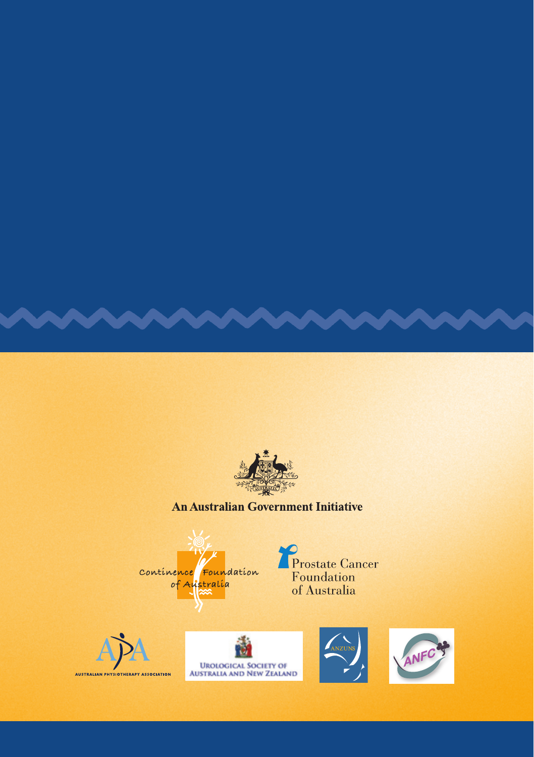An Australian Government Initiative

Continence Foundation of Australia

Prostate Cancer Foundation of Australia

AUSTRALIAN PHYSIOTHERAPY ASSOCIATION

UROLOGICAL SOCIETY OF AUSTRALIA AND NEW ZEALAND

ANZUNS

ANFC